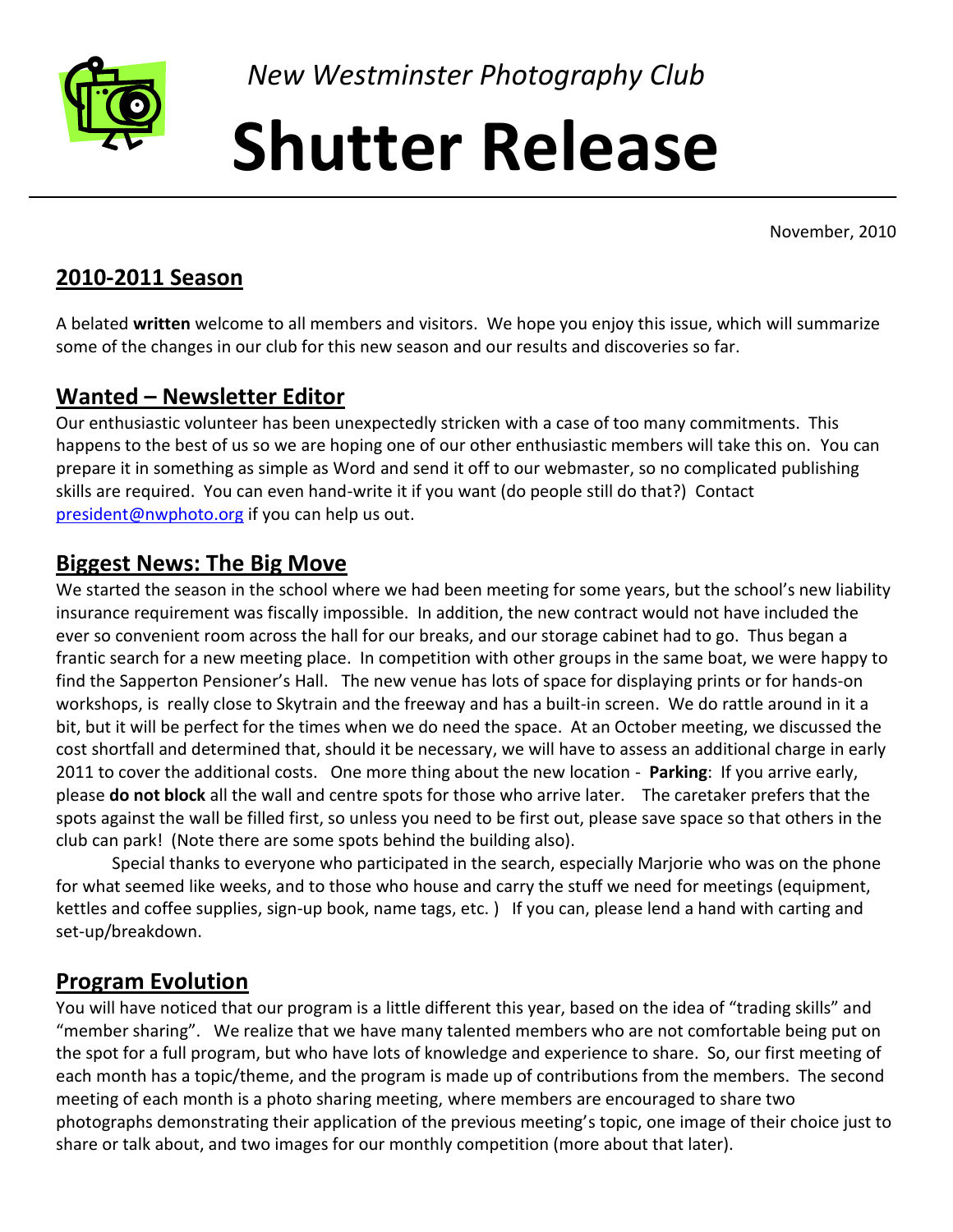*New Westminster Photography Club*

# Shutter Release

November, 2010

## 2010-2011 Season

A belated **written** welcome to all members and visitors. We hope you enjoy this issue, which will summarize some of the changes in our club for this new season and our results and discoveries so far.

## Wanted – Newsletter Editor

Our enthusiastic volunteer has been unexpectedly stricken with a case of too many commitments. This happens to the best of us so we are hoping one of our other enthusiastic members will take this on. You can prepare it in something as simple as Word and send it off to our webmaster, so no complicated publishing skills are required. You can even hand-write it if you want (do people still do that?) Contact president@nwphoto.org if you can help us out.

## Biggest News: The Big Move

We started the season in the school where we had been meeting for some years, but the school's new liability insurance requirement was fiscally impossible. In addition, the new contract would not have included the ever so convenient room across the hall for our breaks, and our storage cabinet had to go. Thus began a frantic search for a new meeting place. In competition with other groups in the same boat, we were happy to find the Sapperton Pensioner's Hall. The new venue has lots of space for displaying prints or for hands-on workshops, is really close to Skytrain and the freeway and has a built-in screen. We do rattle around in it a bit, but it will be perfect for the times when we do need the space. At an October meeting, we discussed the cost shortfall and determined that, should it be necessary, we will have to assess an additional charge in early 2011 to cover the additional costs. One more thing about the new location - **Parking**: If you arrive early, please **do not block** all the wall and centre spots for those who arrive later. The caretaker prefers that the spots against the wall be filled first, so unless you need to be first out, please save space so that others in the club can park! (Note there are some spots behind the building also).

Special thanks to everyone who participated in the search, especially Marjorie who was on the phone for what seemed like weeks, and to those who house and carry the stuff we need for meetings (equipment, kettles and coffee supplies, sign-up book, name tags, etc. ) If you can, please lend a hand with carting and set-up/breakdown.

## Program Evolution

You will have noticed that our program is a little different this year, based on the idea of "trading skills" and "member sharing". We realize that we have many talented members who are not comfortable being put on the spot for a full program, but who have lots of knowledge and experience to share. So, our first meeting of each month has a topic/theme, and the program is made up of contributions from the members. The second meeting of each month is a photo sharing meeting, where members are encouraged to share two photographs demonstrating their application of the previous meeting's topic, one image of their choice just to share or talk about, and two images for our monthly competition (more about that later).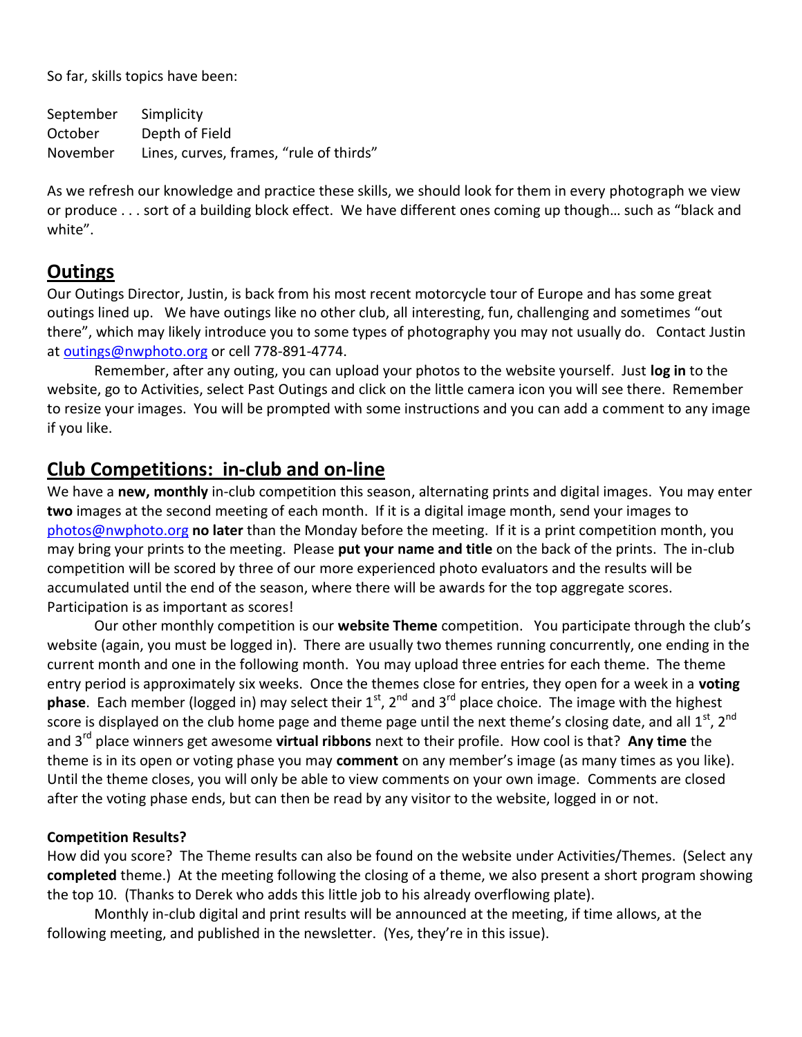So far, skills topics have been:

| | |
|---|---|
| September | Simplicity |
| October | Depth of Field |
| November | Lines, curves, frames, "rule of thirds" |

As we refresh our knowledge and practice these skills, we should look for them in every photograph we view or produce . . . sort of a building block effect. We have different ones coming up though… such as "black and white".

## Outings

Our Outings Director, Justin, is back from his most recent motorcycle tour of Europe and has some great outings lined up. We have outings like no other club, all interesting, fun, challenging and sometimes "out there", which may likely introduce you to some types of photography you may not usually do. Contact Justin at outings@nwphoto.org or cell 778-891-4774.

Remember, after any outing, you can upload your photos to the website yourself. Just **log in** to the website, go to Activities, select Past Outings and click on the little camera icon you will see there. Remember to resize your images. You will be prompted with some instructions and you can add a comment to any image if you like.

## Club Competitions: in-club and on-line

We have a **new, monthly** in-club competition this season, alternating prints and digital images. You may enter **two** images at the second meeting of each month. If it is a digital image month, send your images to photos@nwphoto.org **no later** than the Monday before the meeting. If it is a print competition month, you may bring your prints to the meeting. Please **put your name and title** on the back of the prints. The in-club competition will be scored by three of our more experienced photo evaluators and the results will be accumulated until the end of the season, where there will be awards for the top aggregate scores. Participation is as important as scores!

Our other monthly competition is our **website Theme** competition. You participate through the club's website (again, you must be logged in). There are usually two themes running concurrently, one ending in the current month and one in the following month. You may upload three entries for each theme. The theme entry period is approximately six weeks. Once the themes close for entries, they open for a week in a **voting phase**. Each member (logged in) may select their 1st, 2nd and 3rd place choice. The image with the highest score is displayed on the club home page and theme page until the next theme's closing date, and all 1st, 2nd and 3rd place winners get awesome **virtual ribbons** next to their profile. How cool is that? **Any time** the theme is in its open or voting phase you may **comment** on any member's image (as many times as you like). Until the theme closes, you will only be able to view comments on your own image. Comments are closed after the voting phase ends, but can then be read by any visitor to the website, logged in or not.

**Competition Results?**

How did you score? The Theme results can also be found on the website under Activities/Themes. (Select any **completed** theme.) At the meeting following the closing of a theme, we also present a short program showing the top 10. (Thanks to Derek who adds this little job to his already overflowing plate).

Monthly in-club digital and print results will be announced at the meeting, if time allows, at the following meeting, and published in the newsletter. (Yes, they're in this issue).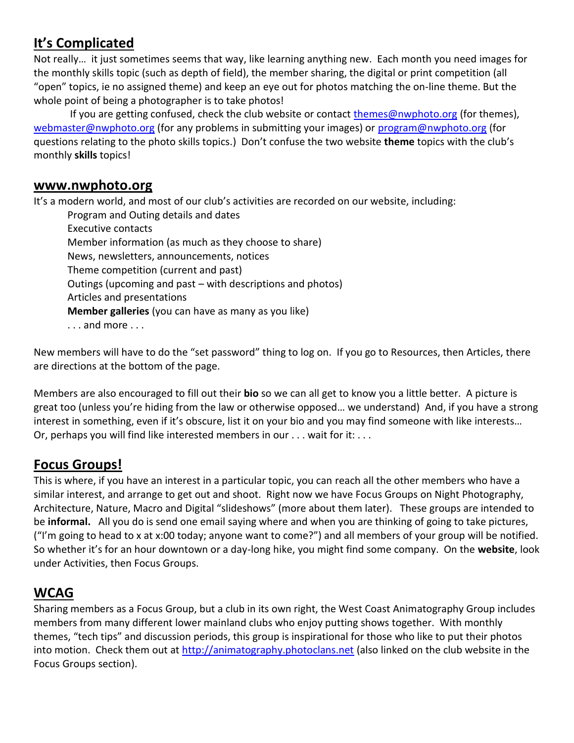## It's Complicated

Not really… it just sometimes seems that way, like learning anything new. Each month you need images for the monthly skills topic (such as depth of field), the member sharing, the digital or print competition (all "open" topics, ie no assigned theme) and keep an eye out for photos matching the on-line theme. But the whole point of being a photographer is to take photos!

If you are getting confused, check the club website or contact themes@nwphoto.org (for themes), webmaster@nwphoto.org (for any problems in submitting your images) or program@nwphoto.org (for questions relating to the photo skills topics.) Don't confuse the two website **theme** topics with the club's monthly **skills** topics!

## www.nwphoto.org

It's a modern world, and most of our club's activities are recorded on our website, including:

- Program and Outing details and dates
- Executive contacts
- Member information (as much as they choose to share)
- News, newsletters, announcements, notices
- Theme competition (current and past)
- Outings (upcoming and past – with descriptions and photos)
- Articles and presentations
- **Member galleries** (you can have as many as you like)
- . . . and more . . .

New members will have to do the "set password" thing to log on. If you go to Resources, then Articles, there are directions at the bottom of the page.

Members are also encouraged to fill out their **bio** so we can all get to know you a little better. A picture is great too (unless you're hiding from the law or otherwise opposed… we understand) And, if you have a strong interest in something, even if it's obscure, list it on your bio and you may find someone with like interests… Or, perhaps you will find like interested members in our . . . wait for it: . . .

## Focus Groups!

This is where, if you have an interest in a particular topic, you can reach all the other members who have a similar interest, and arrange to get out and shoot. Right now we have Focus Groups on Night Photography, Architecture, Nature, Macro and Digital "slideshows" (more about them later). These groups are intended to be **informal.** All you do is send one email saying where and when you are thinking of going to take pictures, ("I'm going to head to x at x:00 today; anyone want to come?") and all members of your group will be notified. So whether it's for an hour downtown or a day-long hike, you might find some company. On the **website**, look under Activities, then Focus Groups.

## WCAG

Sharing members as a Focus Group, but a club in its own right, the West Coast Animatography Group includes members from many different lower mainland clubs who enjoy putting shows together. With monthly themes, "tech tips" and discussion periods, this group is inspirational for those who like to put their photos into motion. Check them out at http://animatography.photoclans.net (also linked on the club website in the Focus Groups section).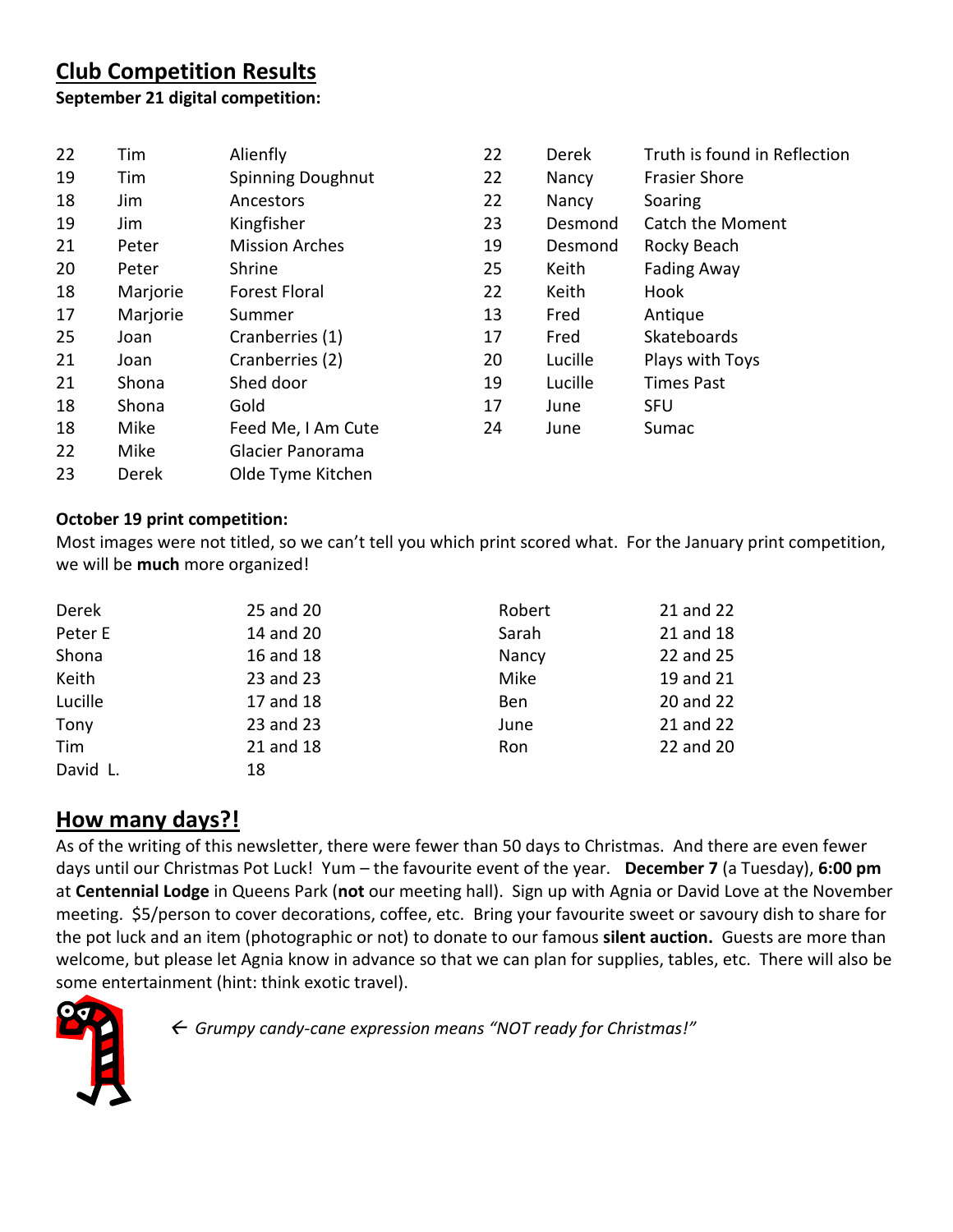## Club Competition Results

**September 21 digital competition:**

| | | |
|---|---|---|
| 22 | Tim | Alienfly |
| 19 | Tim | Spinning Doughnut |
| 18 | Jim | Ancestors |
| 19 | Jim | Kingfisher |
| 21 | Peter | Mission Arches |
| 20 | Peter | Shrine |
| 18 | Marjorie | Forest Floral |
| 17 | Marjorie | Summer |
| 25 | Joan | Cranberries (1) |
| 21 | Joan | Cranberries (2) |
| 21 | Shona | Shed door |
| 18 | Shona | Gold |
| 18 | Mike | Feed Me, I Am Cute |
| 22 | Mike | Glacier Panorama |
| 23 | Derek | Olde Tyme Kitchen |
| 22 | Derek | Truth is found in Reflection |
| 22 | Nancy | Frasier Shore |
| 22 | Nancy | Soaring |
| 23 | Desmond | Catch the Moment |
| 19 | Desmond | Rocky Beach |
| 25 | Keith | Fading Away |
| 22 | Keith | Hook |
| 13 | Fred | Antique |
| 17 | Fred | Skateboards |
| 20 | Lucille | Plays with Toys |
| 19 | Lucille | Times Past |
| 17 | June | SFU |
| 24 | June | Sumac |

**October 19 print competition:**

Most images were not titled, so we can't tell you which print scored what. For the January print competition, we will be **much** more organized!

| | |
|---|---|
| Derek | 25 and 20 |
| Peter E | 14 and 20 |
| Shona | 16 and 18 |
| Keith | 23 and 23 |
| Lucille | 17 and 18 |
| Tony | 23 and 23 |
| Tim | 21 and 18 |
| David L. | 18 |
| Robert | 21 and 22 |
| Sarah | 21 and 18 |
| Nancy | 22 and 25 |
| Mike | 19 and 21 |
| Ben | 20 and 22 |
| June | 21 and 22 |
| Ron | 22 and 20 |

## How many days?!

As of the writing of this newsletter, there were fewer than 50 days to Christmas. And there are even fewer days until our Christmas Pot Luck! Yum – the favourite event of the year. **December 7** (a Tuesday), **6:00 pm** at **Centennial Lodge** in Queens Park (**not** our meeting hall). Sign up with Agnia or David Love at the November meeting. $5/person to cover decorations, coffee, etc. Bring your favourite sweet or savoury dish to share for the pot luck and an item (photographic or not) to donate to our famous **silent auction.** Guests are more than welcome, but please let Agnia know in advance so that we can plan for supplies, tables, etc. There will also be some entertainment (hint: think exotic travel).

← *Grumpy candy-cane expression means "NOT ready for Christmas!"*